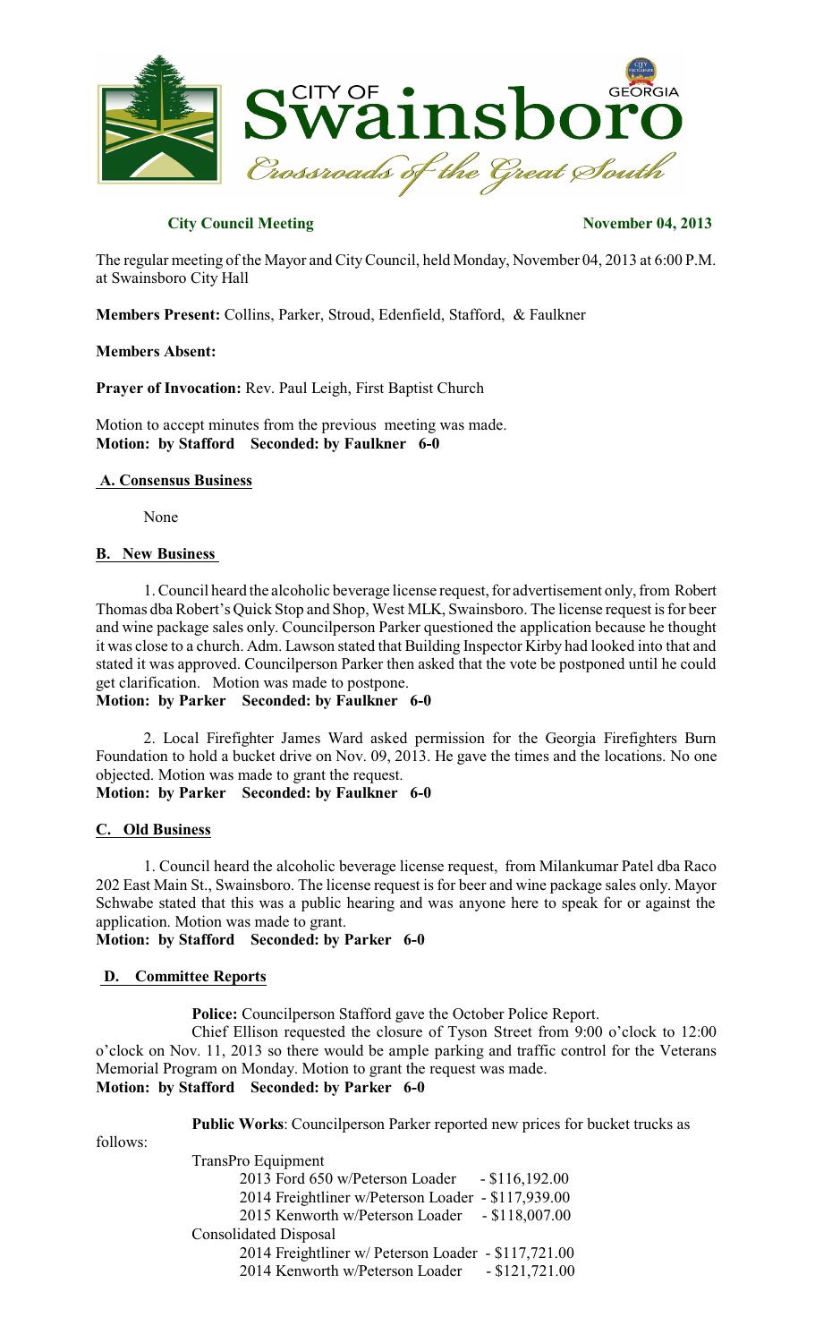# City of Swainsboro

*Crossroads of the Great South*

GEORGIA

**City Council Meeting** **November 04, 2013**

The regular meeting of the Mayor and City Council, held Monday, November 04, 2013 at 6:00 P.M. at Swainsboro City Hall

**Members Present:** Collins, Parker, Stroud, Edenfield, Stafford, & Faulkner

**Members Absent:**

**Prayer of Invocation:** Rev. Paul Leigh, First Baptist Church

Motion to accept minutes from the previous meeting was made.
**Motion: by Stafford Seconded: by Faulkner 6-0**

## A. Consensus Business

None

## B. New Business

1. Council heard the alcoholic beverage license request, for advertisement only, from Robert Thomas dba Robert's Quick Stop and Shop, West MLK, Swainsboro. The license request is for beer and wine package sales only. Councilperson Parker questioned the application because he thought it was close to a church. Adm. Lawson stated that Building Inspector Kirby had looked into that and stated it was approved. Councilperson Parker then asked that the vote be postponed until he could get clarification. Motion was made to postpone.
**Motion: by Parker Seconded: by Faulkner 6-0**

2. Local Firefighter James Ward asked permission for the Georgia Firefighters Burn Foundation to hold a bucket drive on Nov. 09, 2013. He gave the times and the locations. No one objected. Motion was made to grant the request.
**Motion: by Parker Seconded: by Faulkner 6-0**

## C. Old Business

1. Council heard the alcoholic beverage license request, from Milankumar Patel dba Raco 202 East Main St., Swainsboro. The license request is for beer and wine package sales only. Mayor Schwabe stated that this was a public hearing and was anyone here to speak for or against the application. Motion was made to grant.
**Motion: by Stafford Seconded: by Parker 6-0**

## D. Committee Reports

**Police:** Councilperson Stafford gave the October Police Report.

Chief Ellison requested the closure of Tyson Street from 9:00 o'clock to 12:00 o'clock on Nov. 11, 2013 so there would be ample parking and traffic control for the Veterans Memorial Program on Monday. Motion to grant the request was made.
**Motion: by Stafford Seconded: by Parker 6-0**

**Public Works**: Councilperson Parker reported new prices for bucket trucks as follows:

TransPro Equipment
- 2013 Ford 650 w/Peterson Loader - $116,192.00
- 2014 Freightliner w/Peterson Loader - $117,939.00
- 2015 Kenworth w/Peterson Loader - $118,007.00

Consolidated Disposal
- 2014 Freightliner w/ Peterson Loader - $117,721.00
- 2014 Kenworth w/Peterson Loader - $121,721.00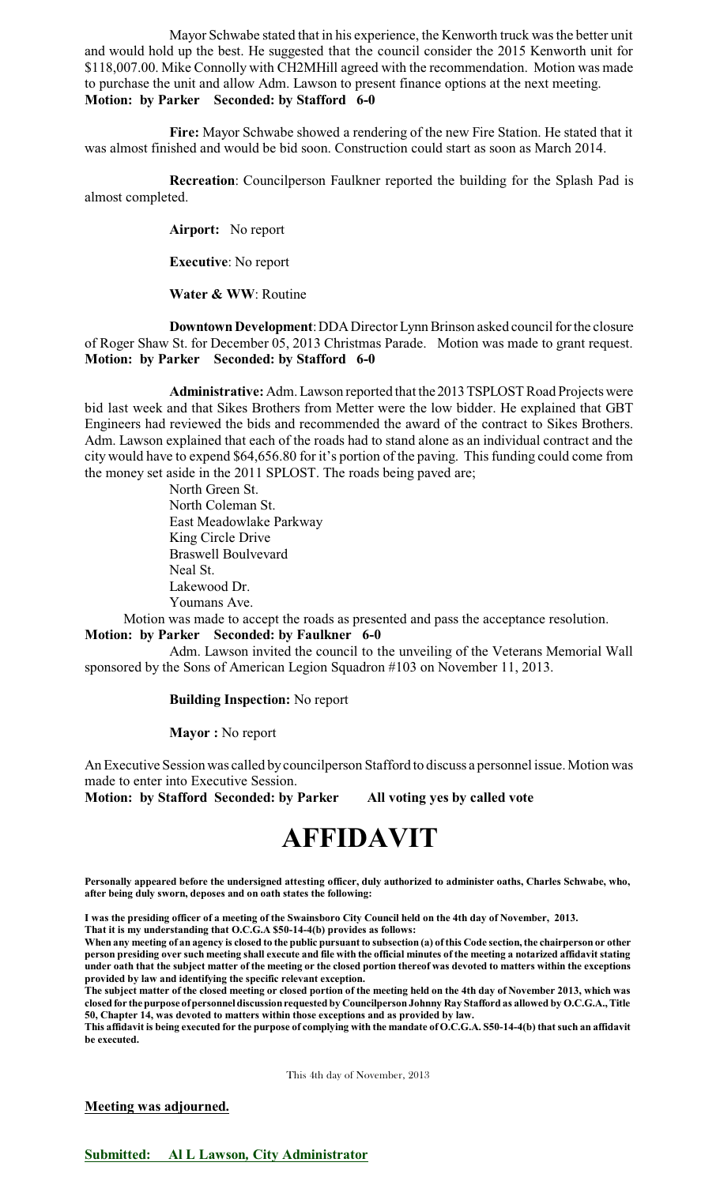Mayor Schwabe stated that in his experience, the Kenworth truck was the better unit and would hold up the best. He suggested that the council consider the 2015 Kenworth unit for $118,007.00. Mike Connolly with CH2MHill agreed with the recommendation. Motion was made to purchase the unit and allow Adm. Lawson to present finance options at the next meeting.

**Motion: by Parker Seconded: by Stafford 6-0**

**Fire:** Mayor Schwabe showed a rendering of the new Fire Station. He stated that it was almost finished and would be bid soon. Construction could start as soon as March 2014.

**Recreation**: Councilperson Faulkner reported the building for the Splash Pad is almost completed.

**Airport:** No report

**Executive**: No report

**Water & WW**: Routine

**Downtown Development**: DDA Director Lynn Brinson asked council for the closure of Roger Shaw St. for December 05, 2013 Christmas Parade. Motion was made to grant request.

**Motion: by Parker Seconded: by Stafford 6-0**

**Administrative:** Adm. Lawson reported that the 2013 TSPLOST Road Projects were bid last week and that Sikes Brothers from Metter were the low bidder. He explained that GBT Engineers had reviewed the bids and recommended the award of the contract to Sikes Brothers. Adm. Lawson explained that each of the roads had to stand alone as an individual contract and the city would have to expend $64,656.80 for it's portion of the paving. This funding could come from the money set aside in the 2011 SPLOST. The roads being paved are;

North Green St.
North Coleman St.
East Meadowlake Parkway
King Circle Drive
Braswell Boulvevard
Neal St.
Lakewood Dr.
Youmans Ave.

Motion was made to accept the roads as presented and pass the acceptance resolution.

**Motion: by Parker Seconded: by Faulkner 6-0**

Adm. Lawson invited the council to the unveiling of the Veterans Memorial Wall sponsored by the Sons of American Legion Squadron #103 on November 11, 2013.

**Building Inspection:** No report

**Mayor :** No report

An Executive Session was called by councilperson Stafford to discuss a personnel issue. Motion was made to enter into Executive Session.

**Motion: by Stafford Seconded: by Parker All voting yes by called vote**

# AFFIDAVIT

**Personally appeared before the undersigned attesting officer, duly authorized to administer oaths, Charles Schwabe, who, after being duly sworn, deposes and on oath states the following:**

**I was the presiding officer of a meeting of the Swainsboro City Council held on the 4th day of November, 2013.**
**That it is my understanding that O.C.G.A $50-14-4(b) provides as follows:**
**When any meeting of an agency is closed to the public pursuant to subsection (a) of this Code section, the chairperson or other person presiding over such meeting shall execute and file with the official minutes of the meeting a notarized affidavit stating under oath that the subject matter of the meeting or the closed portion thereof was devoted to matters within the exceptions provided by law and identifying the specific relevant exception.**
**The subject matter of the closed meeting or closed portion of the meeting held on the 4th day of November 2013, which was closed for the purpose of personnel discussion requested by Councilperson Johnny Ray Stafford as allowed by O.C.G.A., Title 50, Chapter 14, was devoted to matters within those exceptions and as provided by law.**
**This affidavit is being executed for the purpose of complying with the mandate of O.C.G.A. S50-14-4(b) that such an affidavit be executed.**

This 4th day of November, 2013

**Meeting was adjourned.**

**Submitted: Al L Lawson, City Administrator**